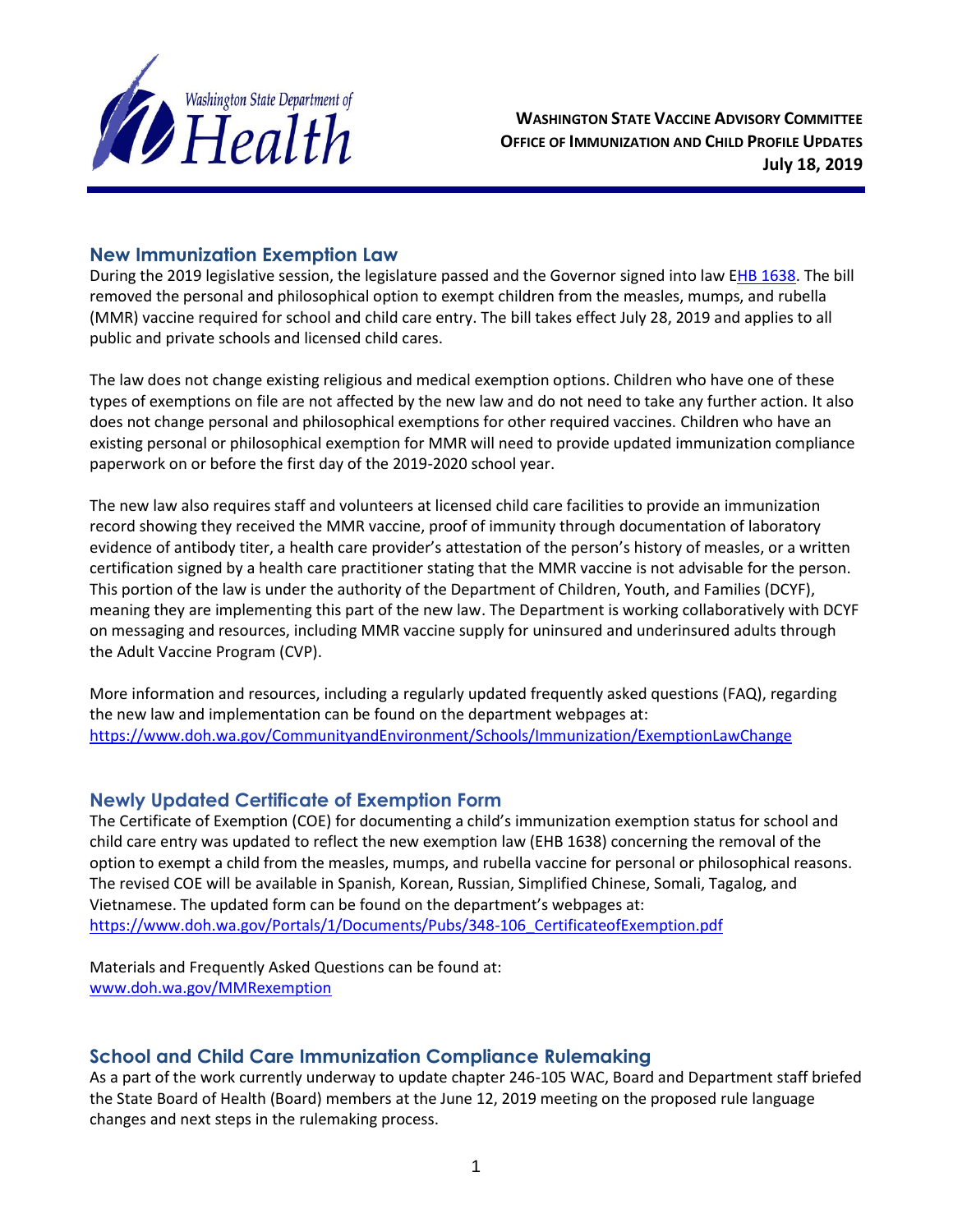**WASHINGTON STATE VACCINE ADVISORY COMMITTEE**
**OFFICE OF IMMUNIZATION AND CHILD PROFILE UPDATES**
**July 18, 2019**

## New Immunization Exemption Law

During the 2019 legislative session, the legislature passed and the Governor signed into law EHB 1638. The bill removed the personal and philosophical option to exempt children from the measles, mumps, and rubella (MMR) vaccine required for school and child care entry. The bill takes effect July 28, 2019 and applies to all public and private schools and licensed child cares.

The law does not change existing religious and medical exemption options. Children who have one of these types of exemptions on file are not affected by the new law and do not need to take any further action. It also does not change personal and philosophical exemptions for other required vaccines. Children who have an existing personal or philosophical exemption for MMR will need to provide updated immunization compliance paperwork on or before the first day of the 2019-2020 school year.

The new law also requires staff and volunteers at licensed child care facilities to provide an immunization record showing they received the MMR vaccine, proof of immunity through documentation of laboratory evidence of antibody titer, a health care provider's attestation of the person's history of measles, or a written certification signed by a health care practitioner stating that the MMR vaccine is not advisable for the person. This portion of the law is under the authority of the Department of Children, Youth, and Families (DCYF), meaning they are implementing this part of the new law. The Department is working collaboratively with DCYF on messaging and resources, including MMR vaccine supply for uninsured and underinsured adults through the Adult Vaccine Program (CVP).

More information and resources, including a regularly updated frequently asked questions (FAQ), regarding the new law and implementation can be found on the department webpages at:
https://www.doh.wa.gov/CommunityandEnvironment/Schools/Immunization/ExemptionLawChange

## Newly Updated Certificate of Exemption Form

The Certificate of Exemption (COE) for documenting a child's immunization exemption status for school and child care entry was updated to reflect the new exemption law (EHB 1638) concerning the removal of the option to exempt a child from the measles, mumps, and rubella vaccine for personal or philosophical reasons. The revised COE will be available in Spanish, Korean, Russian, Simplified Chinese, Somali, Tagalog, and Vietnamese. The updated form can be found on the department's webpages at:
https://www.doh.wa.gov/Portals/1/Documents/Pubs/348-106_CertificateofExemption.pdf

Materials and Frequently Asked Questions can be found at:
www.doh.wa.gov/MMRexemption

## School and Child Care Immunization Compliance Rulemaking

As a part of the work currently underway to update chapter 246-105 WAC, Board and Department staff briefed the State Board of Health (Board) members at the June 12, 2019 meeting on the proposed rule language changes and next steps in the rulemaking process.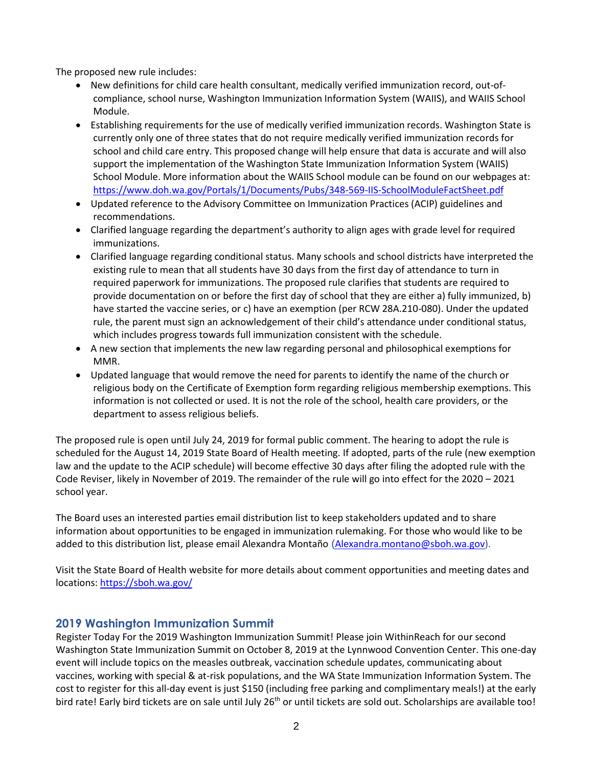The proposed new rule includes:

- New definitions for child care health consultant, medically verified immunization record, out-of-compliance, school nurse, Washington Immunization Information System (WAIIS), and WAIIS School Module.
- Establishing requirements for the use of medically verified immunization records. Washington State is currently only one of three states that do not require medically verified immunization records for school and child care entry. This proposed change will help ensure that data is accurate and will also support the implementation of the Washington State Immunization Information System (WAIIS) School Module. More information about the WAIIS School module can be found on our webpages at: https://www.doh.wa.gov/Portals/1/Documents/Pubs/348-569-IIS-SchoolModuleFactSheet.pdf
- Updated reference to the Advisory Committee on Immunization Practices (ACIP) guidelines and recommendations.
- Clarified language regarding the department's authority to align ages with grade level for required immunizations.
- Clarified language regarding conditional status. Many schools and school districts have interpreted the existing rule to mean that all students have 30 days from the first day of attendance to turn in required paperwork for immunizations. The proposed rule clarifies that students are required to provide documentation on or before the first day of school that they are either a) fully immunized, b) have started the vaccine series, or c) have an exemption (per RCW 28A.210-080). Under the updated rule, the parent must sign an acknowledgement of their child's attendance under conditional status, which includes progress towards full immunization consistent with the schedule.
- A new section that implements the new law regarding personal and philosophical exemptions for MMR.
- Updated language that would remove the need for parents to identify the name of the church or religious body on the Certificate of Exemption form regarding religious membership exemptions. This information is not collected or used. It is not the role of the school, health care providers, or the department to assess religious beliefs.

The proposed rule is open until July 24, 2019 for formal public comment. The hearing to adopt the rule is scheduled for the August 14, 2019 State Board of Health meeting. If adopted, parts of the rule (new exemption law and the update to the ACIP schedule) will become effective 30 days after filing the adopted rule with the Code Reviser, likely in November of 2019. The remainder of the rule will go into effect for the 2020 – 2021 school year.

The Board uses an interested parties email distribution list to keep stakeholders updated and to share information about opportunities to be engaged in immunization rulemaking. For those who would like to be added to this distribution list, please email Alexandra Montaño (Alexandra.montano@sboh.wa.gov).

Visit the State Board of Health website for more details about comment opportunities and meeting dates and locations: https://sboh.wa.gov/

## 2019 Washington Immunization Summit

Register Today For the 2019 Washington Immunization Summit! Please join WithinReach for our second Washington State Immunization Summit on October 8, 2019 at the Lynnwood Convention Center. This one-day event will include topics on the measles outbreak, vaccination schedule updates, communicating about vaccines, working with special & at-risk populations, and the WA State Immunization Information System. The cost to register for this all-day event is just $150 (including free parking and complimentary meals!) at the early bird rate! Early bird tickets are on sale until July 26th or until tickets are sold out. Scholarships are available too!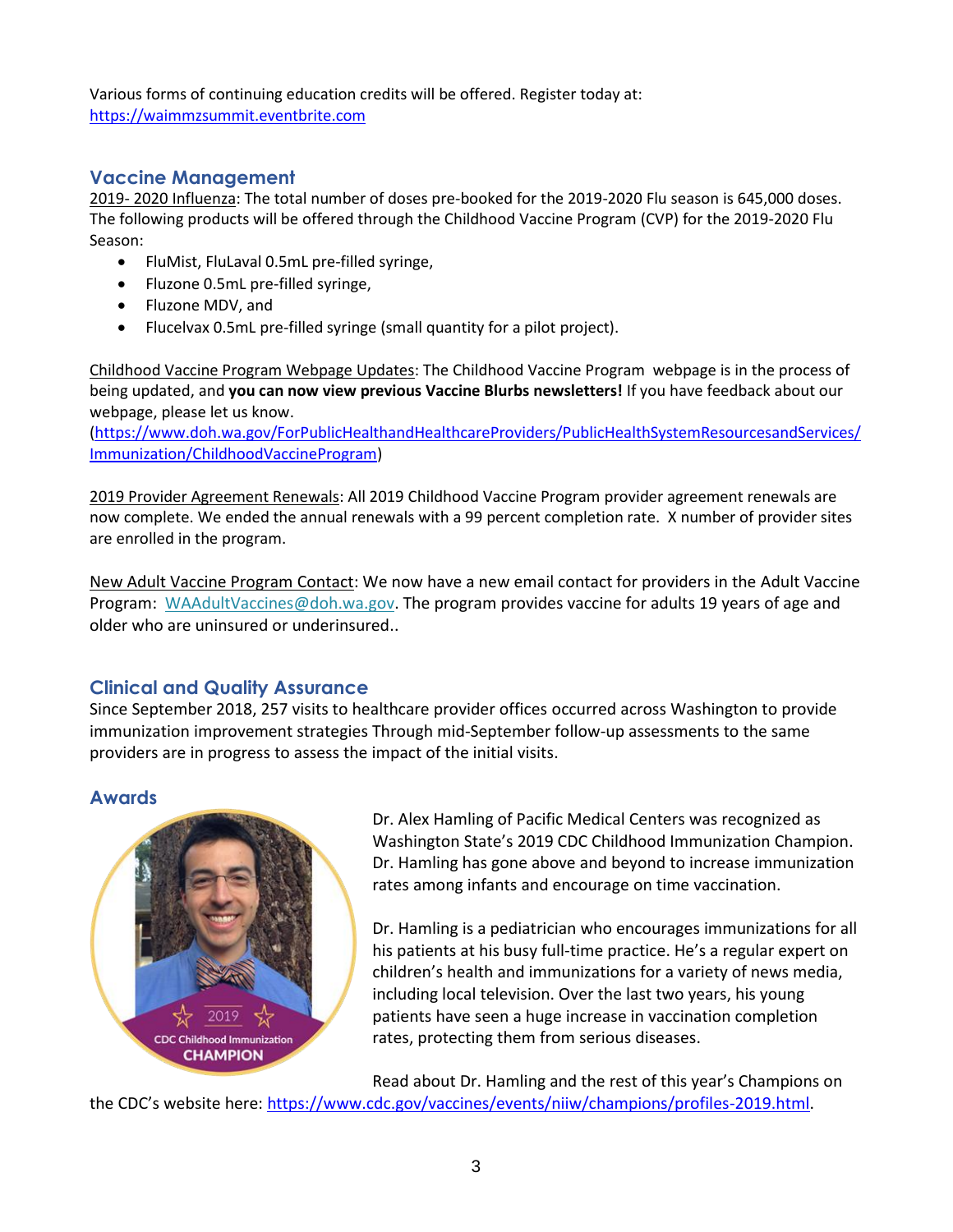Various forms of continuing education credits will be offered. Register today at: https://waimmzsummit.eventbrite.com

## Vaccine Management

2019- 2020 Influenza: The total number of doses pre-booked for the 2019-2020 Flu season is 645,000 doses. The following products will be offered through the Childhood Vaccine Program (CVP) for the 2019-2020 Flu Season:

- FluMist, FluLaval 0.5mL pre-filled syringe,
- Fluzone 0.5mL pre-filled syringe,
- Fluzone MDV, and
- Flucelvax 0.5mL pre-filled syringe (small quantity for a pilot project).

Childhood Vaccine Program Webpage Updates: The Childhood Vaccine Program webpage is in the process of being updated, and **you can now view previous Vaccine Blurbs newsletters!** If you have feedback about our webpage, please let us know. (https://www.doh.wa.gov/ForPublicHealthandHealthcareProviders/PublicHealthSystemResourcesandServices/Immunization/ChildhoodVaccineProgram)

2019 Provider Agreement Renewals: All 2019 Childhood Vaccine Program provider agreement renewals are now complete. We ended the annual renewals with a 99 percent completion rate. X number of provider sites are enrolled in the program.

New Adult Vaccine Program Contact: We now have a new email contact for providers in the Adult Vaccine Program: WAAdultVaccines@doh.wa.gov. The program provides vaccine for adults 19 years of age and older who are uninsured or underinsured..

## Clinical and Quality Assurance

Since September 2018, 257 visits to healthcare provider offices occurred across Washington to provide immunization improvement strategies Through mid-September follow-up assessments to the same providers are in progress to assess the impact of the initial visits.

## Awards

Dr. Alex Hamling of Pacific Medical Centers was recognized as Washington State's 2019 CDC Childhood Immunization Champion. Dr. Hamling has gone above and beyond to increase immunization rates among infants and encourage on time vaccination.

Dr. Hamling is a pediatrician who encourages immunizations for all his patients at his busy full-time practice. He's a regular expert on children's health and immunizations for a variety of news media, including local television. Over the last two years, his young patients have seen a huge increase in vaccination completion rates, protecting them from serious diseases.

Read about Dr. Hamling and the rest of this year's Champions on the CDC's website here: https://www.cdc.gov/vaccines/events/niiw/champions/profiles-2019.html.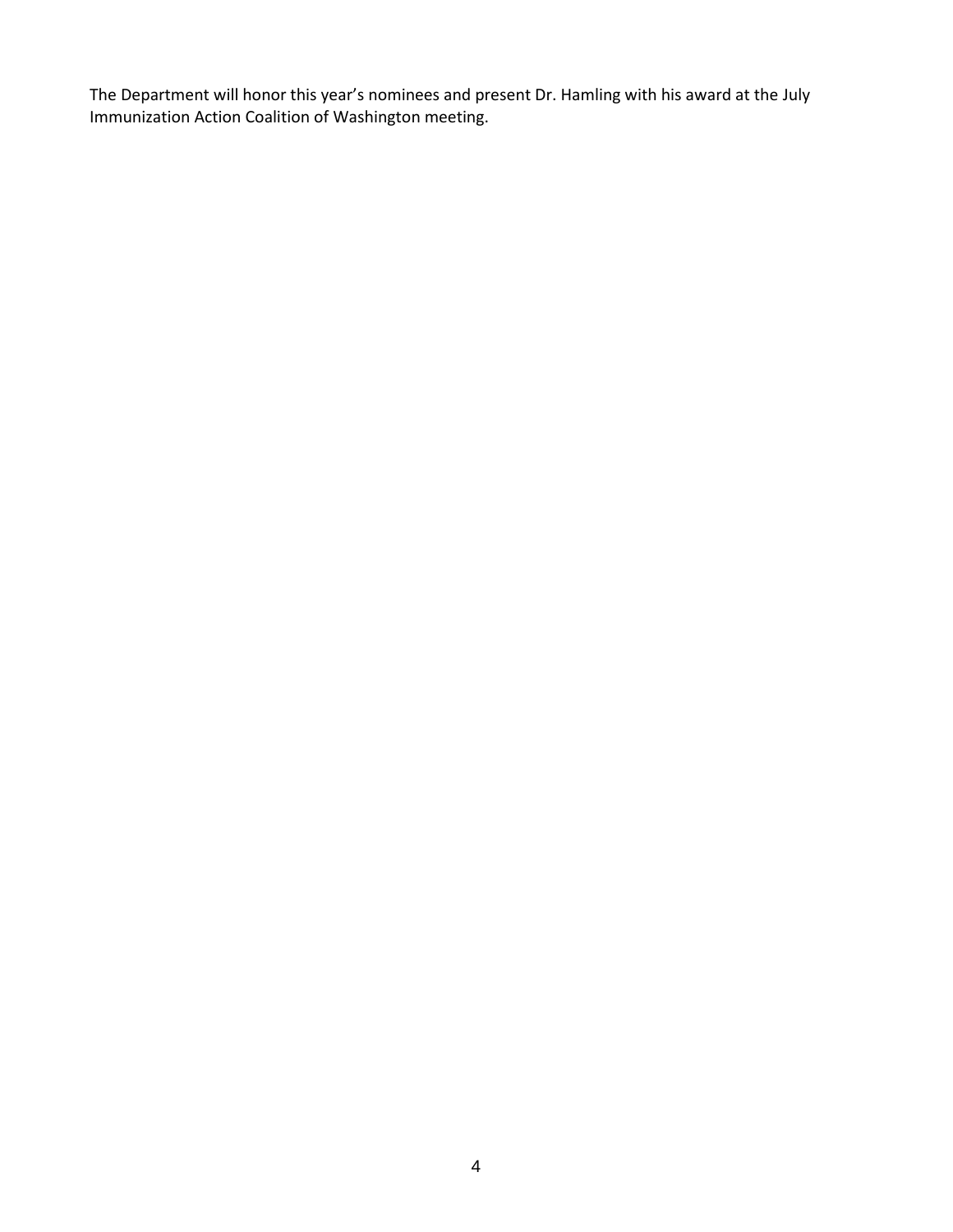The Department will honor this year's nominees and present Dr. Hamling with his award at the July Immunization Action Coalition of Washington meeting.